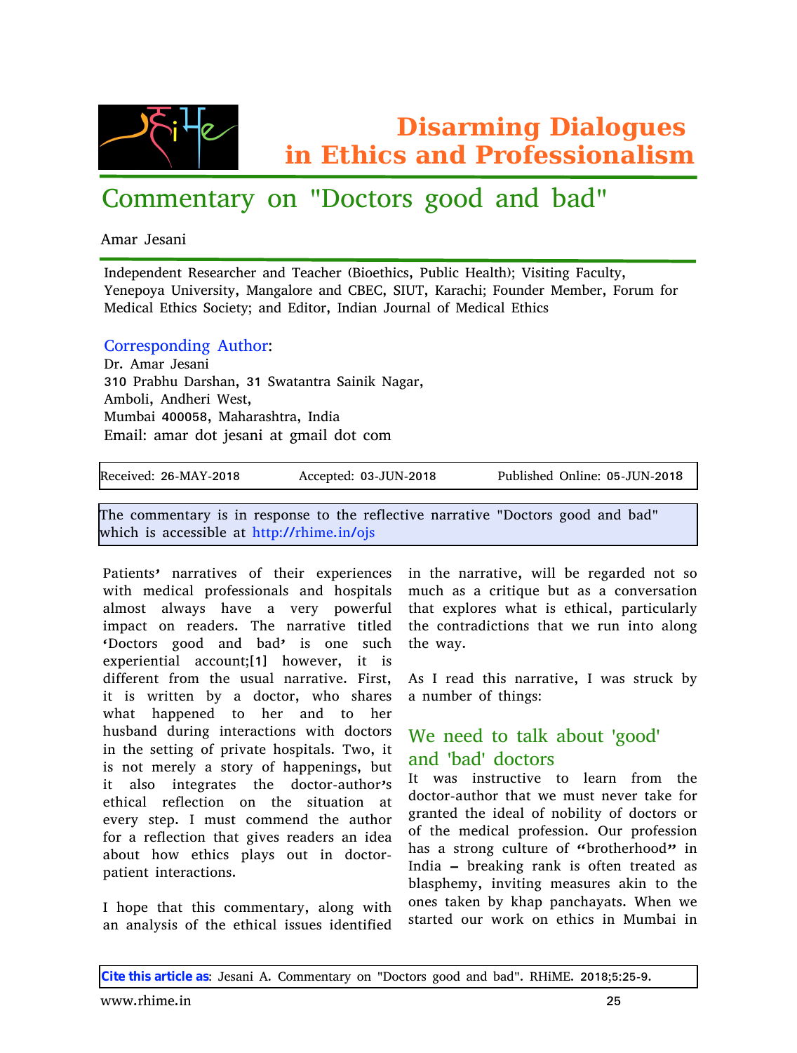# Disarming Dialogues in Ethics and Professionalism

## Commentary on "Doctors good and bad"

Amar Jesani

Independent Researcher and Teacher (Bioethics, Public Health); Visiting Faculty, Yenepoya University, Mangalore and CBEC, SIUT, Karachi; Founder Member, Forum for Medical Ethics Society; and Editor, Indian Journal of Medical Ethics

Corresponding Author:
Dr. Amar Jesani
310 Prabhu Darshan, 31 Swatantra Sainik Nagar,
Amboli, Andheri West,
Mumbai 400058, Maharashtra, India
Email: amar dot jesani at gmail dot com

| Received: 26-MAY-2018 | Accepted: 03-JUN-2018 | Published Online: 05-JUN-2018 |
|---|---|---|

The commentary is in response to the reflective narrative "Doctors good and bad" which is accessible at http://rhime.in/ojs

Patients' narratives of their experiences with medical professionals and hospitals almost always have a very powerful impact on readers. The narrative titled 'Doctors good and bad' is one such experiential account;[1] however, it is different from the usual narrative. First, it is written by a doctor, who shares what happened to her and to her husband during interactions with doctors in the setting of private hospitals. Two, it is not merely a story of happenings, but it also integrates the doctor-author's ethical reflection on the situation at every step. I must commend the author for a reflection that gives readers an idea about how ethics plays out in doctor-patient interactions.

I hope that this commentary, along with an analysis of the ethical issues identified in the narrative, will be regarded not so much as a critique but as a conversation that explores what is ethical, particularly the contradictions that we run into along the way.

As I read this narrative, I was struck by a number of things:

### We need to talk about 'good' and 'bad' doctors

It was instructive to learn from the doctor-author that we must never take for granted the ideal of nobility of doctors or of the medical profession. Our profession has a strong culture of "brotherhood" in India – breaking rank is often treated as blasphemy, inviting measures akin to the ones taken by khap panchayats. When we started our work on ethics in Mumbai in

**Cite this article as**: Jesani A. Commentary on "Doctors good and bad". RHiME. 2018;5:25-9.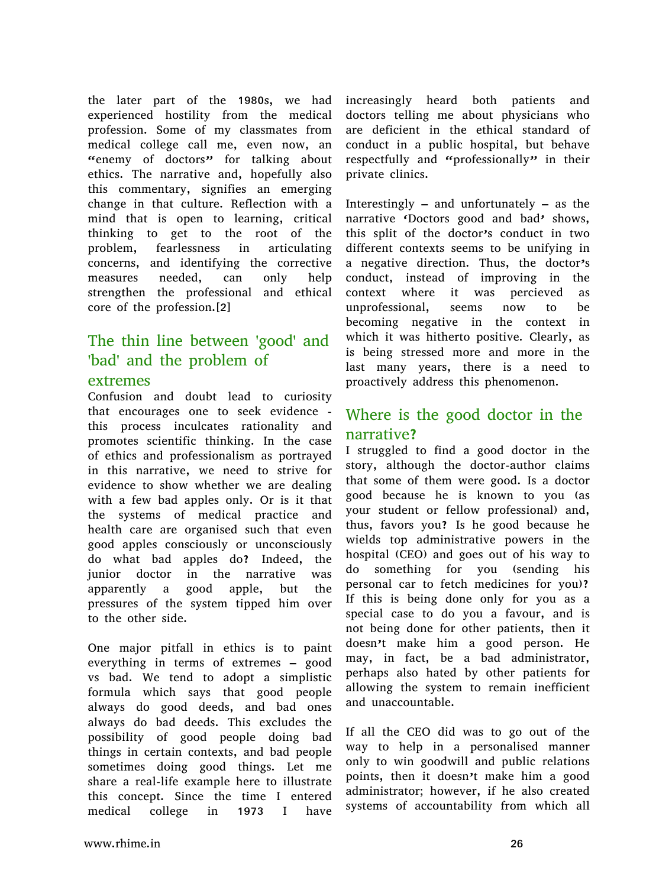the later part of the 1980s, we had experienced hostility from the medical profession. Some of my classmates from medical college call me, even now, an "enemy of doctors" for talking about ethics. The narrative and, hopefully also this commentary, signifies an emerging change in that culture. Reflection with a mind that is open to learning, critical thinking to get to the root of the problem, fearlessness in articulating concerns, and identifying the corrective measures needed, can only help strengthen the professional and ethical core of the profession.[2]

## The thin line between 'good' and 'bad' and the problem of extremes

Confusion and doubt lead to curiosity that encourages one to seek evidence - this process inculcates rationality and promotes scientific thinking. In the case of ethics and professionalism as portrayed in this narrative, we need to strive for evidence to show whether we are dealing with a few bad apples only. Or is it that the systems of medical practice and health care are organised such that even good apples consciously or unconsciously do what bad apples do? Indeed, the junior doctor in the narrative was apparently a good apple, but the pressures of the system tipped him over to the other side.

One major pitfall in ethics is to paint everything in terms of extremes – good vs bad. We tend to adopt a simplistic formula which says that good people always do good deeds, and bad ones always do bad deeds. This excludes the possibility of good people doing bad things in certain contexts, and bad people sometimes doing good things. Let me share a real-life example here to illustrate this concept. Since the time I entered medical college in 1973 I have increasingly heard both patients and doctors telling me about physicians who are deficient in the ethical standard of conduct in a public hospital, but behave respectfully and "professionally" in their private clinics.

Interestingly – and unfortunately – as the narrative 'Doctors good and bad' shows, this split of the doctor's conduct in two different contexts seems to be unifying in a negative direction. Thus, the doctor's conduct, instead of improving in the context where it was percieved as unprofessional, seems now to be becoming negative in the context in which it was hitherto positive. Clearly, as is being stressed more and more in the last many years, there is a need to proactively address this phenomenon.

## Where is the good doctor in the narrative?

I struggled to find a good doctor in the story, although the doctor-author claims that some of them were good. Is a doctor good because he is known to you (as your student or fellow professional) and, thus, favors you? Is he good because he wields top administrative powers in the hospital (CEO) and goes out of his way to do something for you (sending his personal car to fetch medicines for you)? If this is being done only for you as a special case to do you a favour, and is not being done for other patients, then it doesn't make him a good person. He may, in fact, be a bad administrator, perhaps also hated by other patients for allowing the system to remain inefficient and unaccountable.

If all the CEO did was to go out of the way to help in a personalised manner only to win goodwill and public relations points, then it doesn't make him a good administrator; however, if he also created systems of accountability from which all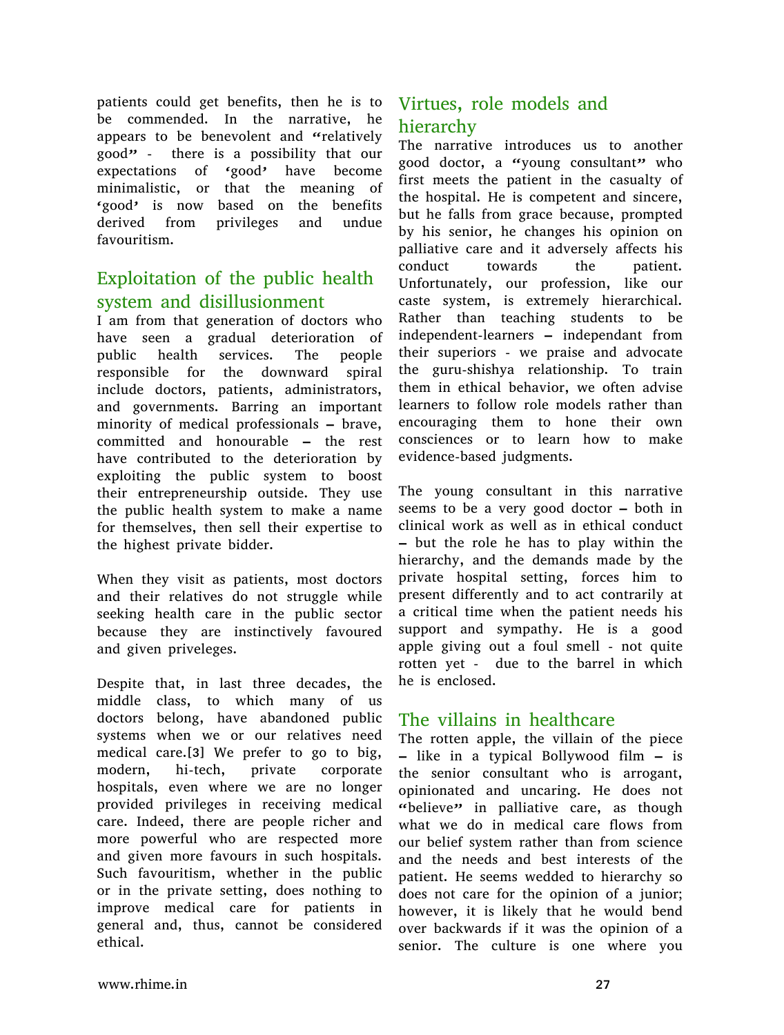patients could get benefits, then he is to be commended. In the narrative, he appears to be benevolent and "relatively good" - there is a possibility that our expectations of 'good' have become minimalistic, or that the meaning of 'good' is now based on the benefits derived from privileges and undue favouritism.

## Exploitation of the public health system and disillusionment

I am from that generation of doctors who have seen a gradual deterioration of public health services. The people responsible for the downward spiral include doctors, patients, administrators, and governments. Barring an important minority of medical professionals – brave, committed and honourable – the rest have contributed to the deterioration by exploiting the public system to boost their entrepreneurship outside. They use the public health system to make a name for themselves, then sell their expertise to the highest private bidder.

When they visit as patients, most doctors and their relatives do not struggle while seeking health care in the public sector because they are instinctively favoured and given priveleges.

Despite that, in last three decades, the middle class, to which many of us doctors belong, have abandoned public systems when we or our relatives need medical care.[3] We prefer to go to big, modern, hi-tech, private corporate hospitals, even where we are no longer provided privileges in receiving medical care. Indeed, there are people richer and more powerful who are respected more and given more favours in such hospitals. Such favouritism, whether in the public or in the private setting, does nothing to improve medical care for patients in general and, thus, cannot be considered ethical.

## Virtues, role models and hierarchy

The narrative introduces us to another good doctor, a "young consultant" who first meets the patient in the casualty of the hospital. He is competent and sincere, but he falls from grace because, prompted by his senior, he changes his opinion on palliative care and it adversely affects his conduct towards the patient. Unfortunately, our profession, like our caste system, is extremely hierarchical. Rather than teaching students to be independent-learners – independant from their superiors - we praise and advocate the guru-shishya relationship. To train them in ethical behavior, we often advise learners to follow role models rather than encouraging them to hone their own consciences or to learn how to make evidence-based judgments.

The young consultant in this narrative seems to be a very good doctor – both in clinical work as well as in ethical conduct – but the role he has to play within the hierarchy, and the demands made by the private hospital setting, forces him to present differently and to act contrarily at a critical time when the patient needs his support and sympathy. He is a good apple giving out a foul smell - not quite rotten yet - due to the barrel in which he is enclosed.

## The villains in healthcare

The rotten apple, the villain of the piece – like in a typical Bollywood film – is the senior consultant who is arrogant, opinionated and uncaring. He does not "believe" in palliative care, as though what we do in medical care flows from our belief system rather than from science and the needs and best interests of the patient. He seems wedded to hierarchy so does not care for the opinion of a junior; however, it is likely that he would bend over backwards if it was the opinion of a senior. The culture is one where you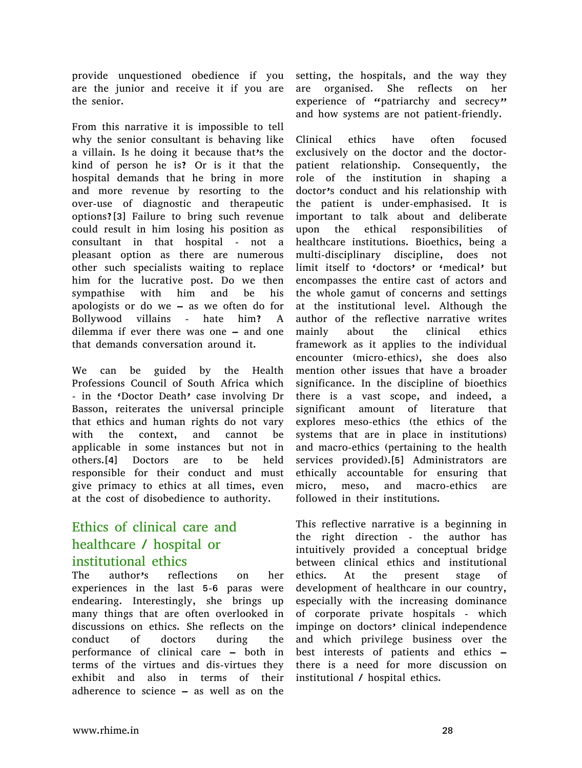provide unquestioned obedience if you are the junior and receive it if you are the senior.

From this narrative it is impossible to tell why the senior consultant is behaving like a villain. Is he doing it because that's the kind of person he is? Or is it that the hospital demands that he bring in more and more revenue by resorting to the over-use of diagnostic and therapeutic options?[3] Failure to bring such revenue could result in him losing his position as consultant in that hospital - not a pleasant option as there are numerous other such specialists waiting to replace him for the lucrative post. Do we then sympathise with him and be his apologists or do we – as we often do for Bollywood villains - hate him? A dilemma if ever there was one – and one that demands conversation around it.

We can be guided by the Health Professions Council of South Africa which - in the 'Doctor Death' case involving Dr Basson, reiterates the universal principle that ethics and human rights do not vary with the context, and cannot be applicable in some instances but not in others.[4] Doctors are to be held responsible for their conduct and must give primacy to ethics at all times, even at the cost of disobedience to authority.

## Ethics of clinical care and healthcare / hospital or institutional ethics

The author's reflections on her experiences in the last 5-6 paras were endearing. Interestingly, she brings up many things that are often overlooked in discussions on ethics. She reflects on the conduct of doctors during the performance of clinical care – both in terms of the virtues and dis-virtues they exhibit and also in terms of their adherence to science – as well as on the setting, the hospitals, and the way they are organised. She reflects on her experience of "patriarchy and secrecy" and how systems are not patient-friendly.

Clinical ethics have often focused exclusively on the doctor and the doctor-patient relationship. Consequently, the role of the institution in shaping a doctor's conduct and his relationship with the patient is under-emphasised. It is important to talk about and deliberate upon the ethical responsibilities of healthcare institutions. Bioethics, being a multi-disciplinary discipline, does not limit itself to 'doctors' or 'medical' but encompasses the entire cast of actors and the whole gamut of concerns and settings at the institutional level. Although the author of the reflective narrative writes mainly about the clinical ethics framework as it applies to the individual encounter (micro-ethics), she does also mention other issues that have a broader significance. In the discipline of bioethics there is a vast scope, and indeed, a significant amount of literature that explores meso-ethics (the ethics of the systems that are in place in institutions) and macro-ethics (pertaining to the health services provided).[5] Administrators are ethically accountable for ensuring that micro, meso, and macro-ethics are followed in their institutions.

This reflective narrative is a beginning in the right direction - the author has intuitively provided a conceptual bridge between clinical ethics and institutional ethics. At the present stage of development of healthcare in our country, especially with the increasing dominance of corporate private hospitals - which impinge on doctors' clinical independence and which privilege business over the best interests of patients and ethics – there is a need for more discussion on institutional / hospital ethics.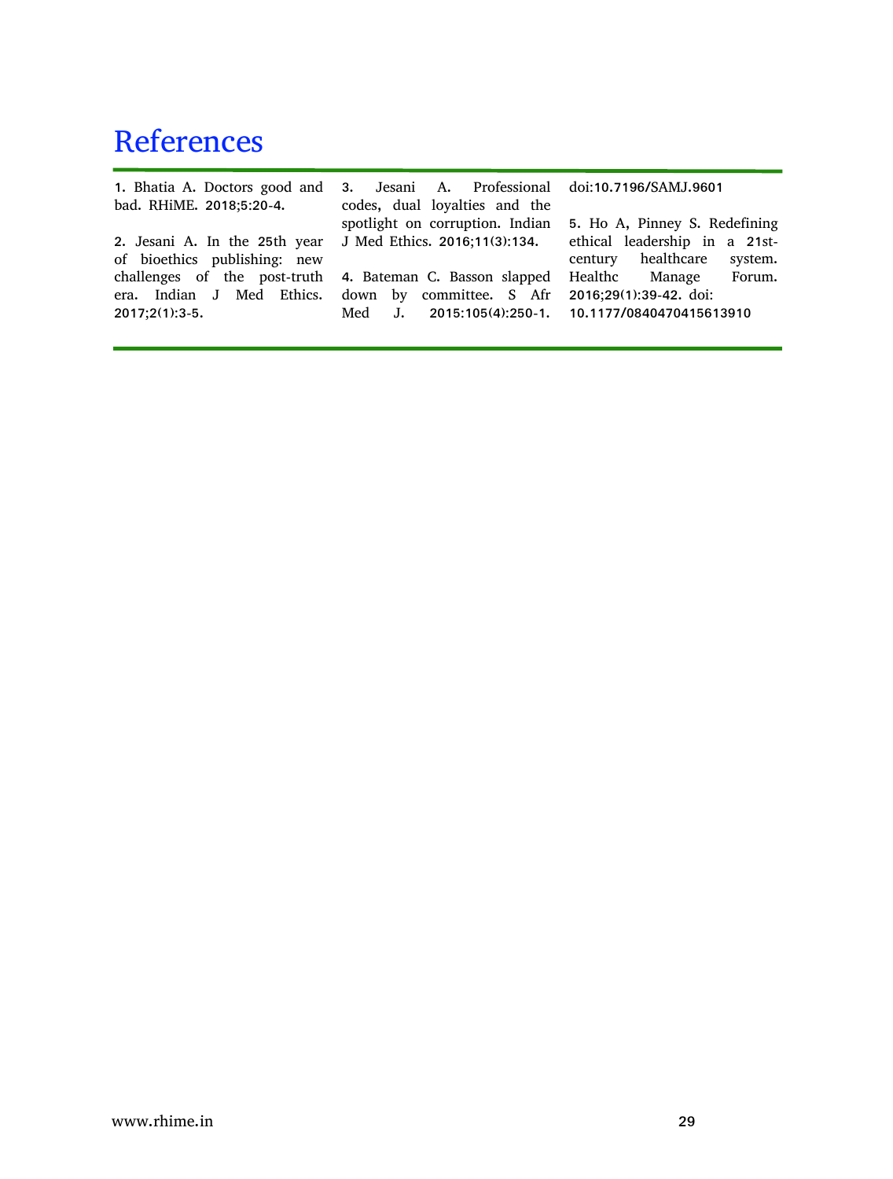# References

1. Bhatia A. Doctors good and bad. RHiME. 2018;5:20-4.

2. Jesani A. In the 25th year of bioethics publishing: new challenges of the post-truth era. Indian J Med Ethics. 2017;2(1):3-5.

3. Jesani A. Professional codes, dual loyalties and the spotlight on corruption. Indian J Med Ethics. 2016;11(3):134.

4. Bateman C. Basson slapped down by committee. S Afr Med J. 2015:105(4):250-1. doi:10.7196/SAMJ.9601

5. Ho A, Pinney S. Redefining ethical leadership in a 21st-century healthcare system. Healthc Manage Forum. 2016;29(1):39-42. doi: 10.1177/0840470415613910